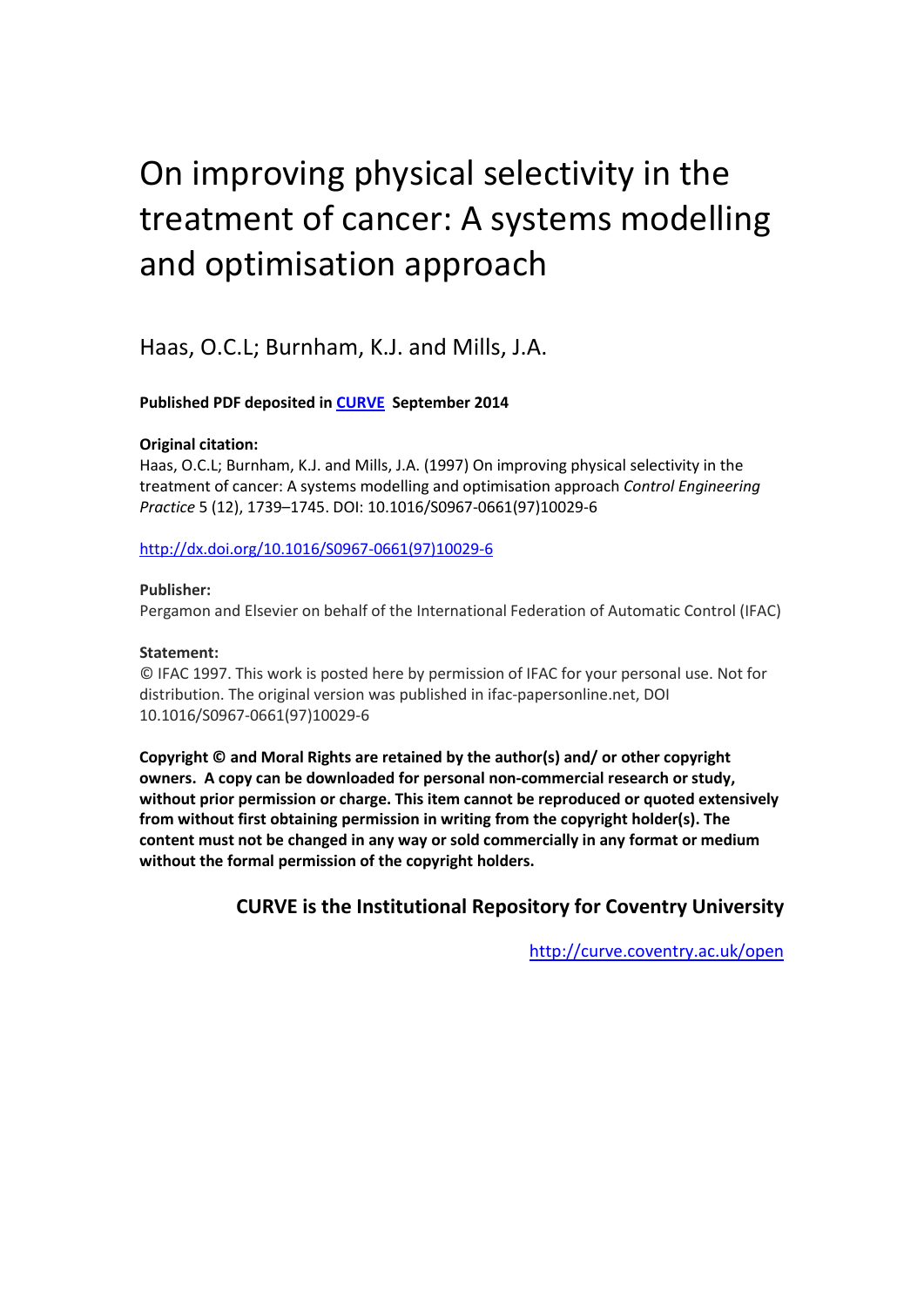# On improving physical selectivity in the treatment of cancer: A systems modelling and optimisation approach

Haas, O.C.L; Burnham, K.J. and Mills, J.A.

**Published PDF deposited in [CURVE](http://curve.coventry.ac.uk/open) September 2014**

**Original citation:**

Haas, O.C.L; Burnham, K.J. and Mills, J.A. (1997) On improving physical selectivity in the treatment of cancer: A systems modelling and optimisation approach *Control Engineering Practice* 5 (12), 1739–1745. DOI: 10.1016/S0967-0661(97)10029-6

[http://dx.doi.org/10.1016/S0967-0661(97)10029-6](http://dx.doi.org/10.1016/S0967-0661(97)10029-6)

**Publisher:**

Pergamon and Elsevier on behalf of the International Federation of Automatic Control (IFAC)

**Statement:**

© IFAC 1997. This work is posted here by permission of IFAC for your personal use. Not for distribution. The original version was published in ifac-papersonline.net, DOI 10.1016/S0967-0661(97)10029-6

**Copyright © and Moral Rights are retained by the author(s) and/ or other copyright owners. A copy can be downloaded for personal non-commercial research or study, without prior permission or charge. This item cannot be reproduced or quoted extensively from without first obtaining permission in writing from the copyright holder(s). The content must not be changed in any way or sold commercially in any format or medium without the formal permission of the copyright holders.**

**CURVE is the Institutional Repository for Coventry University**

[http://curve.coventry.ac.uk/open](http://curve.coventry.ac.uk/open)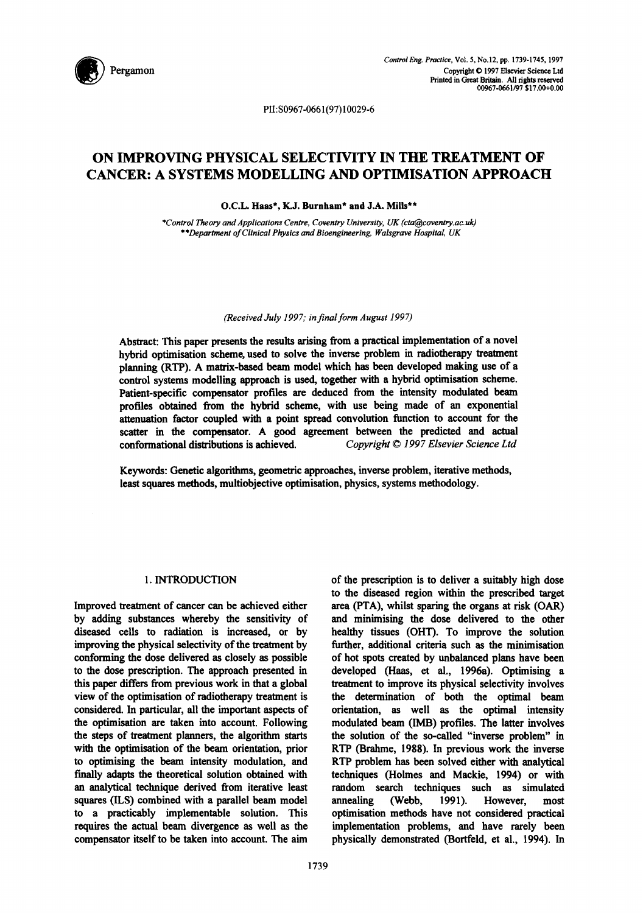PII:S0967-0661(97)10029-6

# ON IMPROVING PHYSICAL SELECTIVITY IN THE TREATMENT OF CANCER: A SYSTEMS MODELLING AND OPTIMISATION APPROACH

**O.C.L. Haas\*, K.J. Burnham\* and J.A. Mills\*\***

*\*Control Theory and Applications Centre, Coventry University, UK (cta@coventry.ac.uk)*
*\*\*Department of Clinical Physics and Bioengineering, Walsgrave Hospital, UK*

*(Received July 1997; in final form August 1997)*

Abstract: This paper presents the results arising from a practical implementation of a novel hybrid optimisation scheme, used to solve the inverse problem in radiotherapy treatment planning (RTP). A matrix-based beam model which has been developed making use of a control systems modelling approach is used, together with a hybrid optimisation scheme. Patient-specific compensator profiles are deduced from the intensity modulated beam profiles obtained from the hybrid scheme, with use being made of an exponential attenuation factor coupled with a point spread convolution function to account for the scatter in the compensator. A good agreement between the predicted and actual conformational distributions is achieved. *Copyright © 1997 Elsevier Science Ltd*

Keywords: Genetic algorithms, geometric approaches, inverse problem, iterative methods, least squares methods, multiobjective optimisation, physics, systems methodology.

## 1. INTRODUCTION

Improved treatment of cancer can be achieved either by adding substances whereby the sensitivity of diseased cells to radiation is increased, or by improving the physical selectivity of the treatment by conforming the dose delivered as closely as possible to the dose prescription. The approach presented in this paper differs from previous work in that a global view of the optimisation of radiotherapy treatment is considered. In particular, all the important aspects of the optimisation are taken into account. Following the steps of treatment planners, the algorithm starts with the optimisation of the beam orientation, prior to optimising the beam intensity modulation, and finally adapts the theoretical solution obtained with an analytical technique derived from iterative least squares (ILS) combined with a parallel beam model to a practicably implementable solution. This requires the actual beam divergence as well as the compensator itself to be taken into account. The aim of the prescription is to deliver a suitably high dose to the diseased region within the prescribed target area (PTA), whilst sparing the organs at risk (OAR) and minimising the dose delivered to the other healthy tissues (OHT). To improve the solution further, additional criteria such as the minimisation of hot spots created by unbalanced plans have been developed (Haas, et al., 1996a). Optimising a treatment to improve its physical selectivity involves the determination of both the optimal beam orientation, as well as the optimal intensity modulated beam (IMB) profiles. The latter involves the solution of the so-called "inverse problem" in RTP (Brahme, 1988). In previous work the inverse RTP problem has been solved either with analytical techniques (Holmes and Mackie, 1994) or with random search techniques such as simulated annealing (Webb, 1991). However, most optimisation methods have not considered practical implementation problems, and have rarely been physically demonstrated (Bortfeld, et al., 1994). In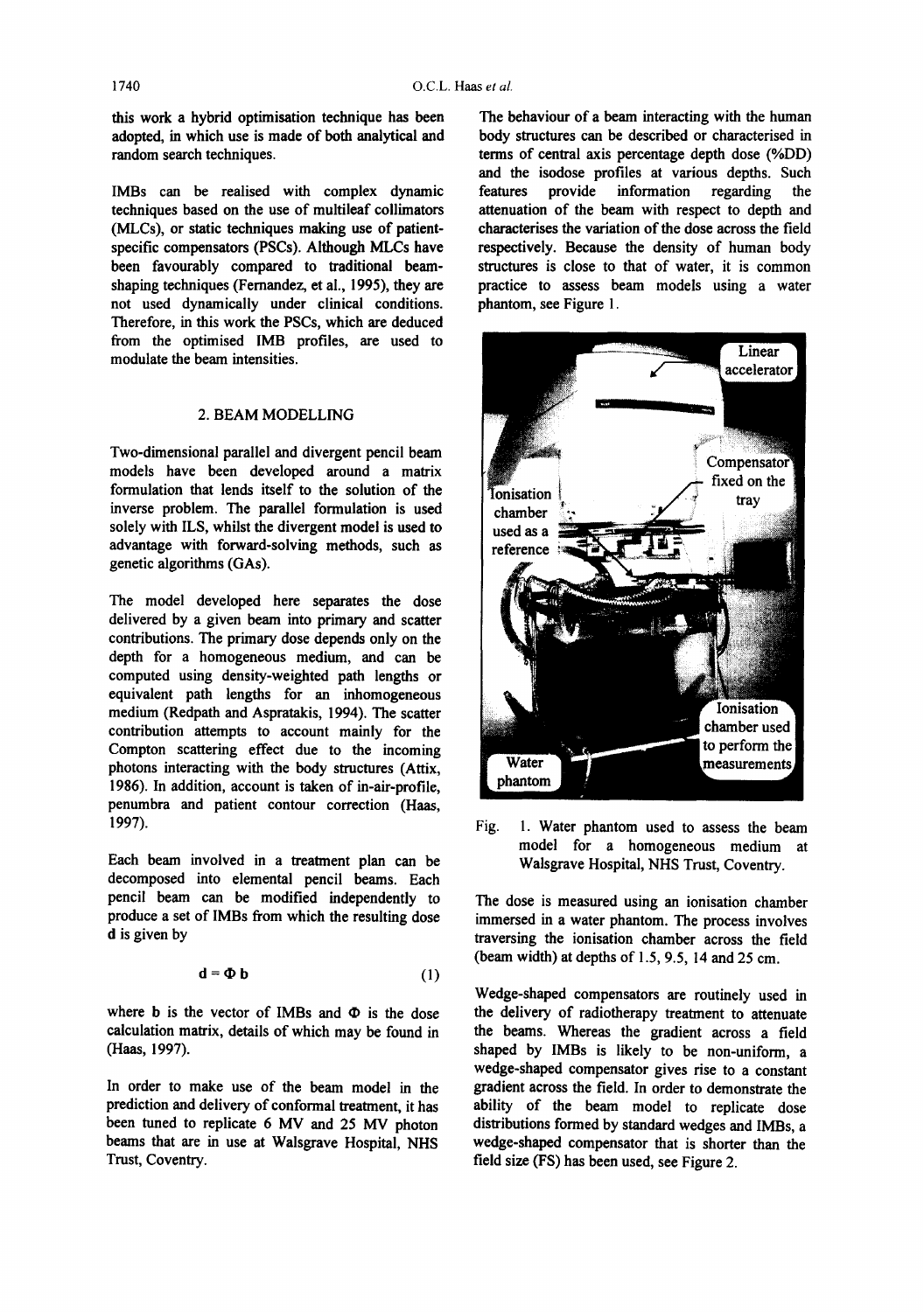this work a hybrid optimisation technique has been adopted, in which use is made of both analytical and random search techniques.

IMBs can be realised with complex dynamic techniques based on the use of multileaf collimators (MLCs), or static techniques making use of patient-specific compensators (PSCs). Although MLCs have been favourably compared to traditional beam-shaping techniques (Fernandez, et al., 1995), they are not used dynamically under clinical conditions. Therefore, in this work the PSCs, which are deduced from the optimised IMB profiles, are used to modulate the beam intensities.

## 2. BEAM MODELLING

Two-dimensional parallel and divergent pencil beam models have been developed around a matrix formulation that lends itself to the solution of the inverse problem. The parallel formulation is used solely with ILS, whilst the divergent model is used to advantage with forward-solving methods, such as genetic algorithms (GAs).

The model developed here separates the dose delivered by a given beam into primary and scatter contributions. The primary dose depends only on the depth for a homogeneous medium, and can be computed using density-weighted path lengths or equivalent path lengths for an inhomogeneous medium (Redpath and Aspratakis, 1994). The scatter contribution attempts to account mainly for the Compton scattering effect due to the incoming photons interacting with the body structures (Attix, 1986). In addition, account is taken of in-air-profile, penumbra and patient contour correction (Haas, 1997).

Each beam involved in a treatment plan can be decomposed into elemental pencil beams. Each pencil beam can be modified independently to produce a set of IMBs from which the resulting dose **d** is given by

$$\mathbf{d} = \mathbf{\Phi}\,\mathbf{b} \qquad (1)$$

where **b** is the vector of IMBs and $\mathbf{\Phi}$ is the dose calculation matrix, details of which may be found in (Haas, 1997).

In order to make use of the beam model in the prediction and delivery of conformal treatment, it has been tuned to replicate 6 MV and 25 MV photon beams that are in use at Walsgrave Hospital, NHS Trust, Coventry.

The behaviour of a beam interacting with the human body structures can be described or characterised in terms of central axis percentage depth dose (%DD) and the isodose profiles at various depths. Such features provide information regarding the attenuation of the beam with respect to depth and characterises the variation of the dose across the field respectively. Because the density of human body structures is close to that of water, it is common practice to assess beam models using a water phantom, see Figure 1.

Linear accelerator

Compensator fixed on the tray

Ionisation chamber used as a reference

Ionisation chamber used to perform the measurements

Water phantom

Fig. 1. Water phantom used to assess the beam model for a homogeneous medium at Walsgrave Hospital, NHS Trust, Coventry.

The dose is measured using an ionisation chamber immersed in a water phantom. The process involves traversing the ionisation chamber across the field (beam width) at depths of 1.5, 9.5, 14 and 25 cm.

Wedge-shaped compensators are routinely used in the delivery of radiotherapy treatment to attenuate the beams. Whereas the gradient across a field shaped by IMBs is likely to be non-uniform, a wedge-shaped compensator gives rise to a constant gradient across the field. In order to demonstrate the ability of the beam model to replicate dose distributions formed by standard wedges and IMBs, a wedge-shaped compensator that is shorter than the field size (FS) has been used, see Figure 2.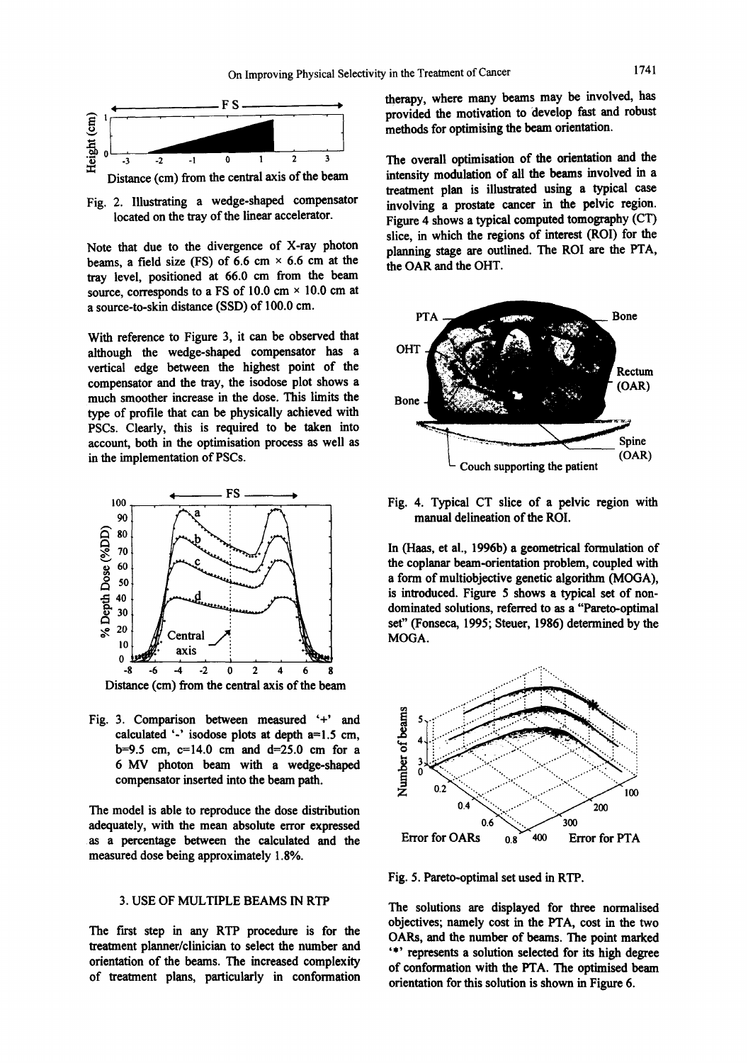F S

Height (cm)

1

0

-3 -2 -1 0 1 2 3

Distance (cm) from the central axis of the beam

Fig. 2. Illustrating a wedge-shaped compensator located on the tray of the linear accelerator.

Note that due to the divergence of X-ray photon beams, a field size (FS) of 6.6 cm × 6.6 cm at the tray level, positioned at 66.0 cm from the beam source, corresponds to a FS of 10.0 cm × 10.0 cm at a source-to-skin distance (SSD) of 100.0 cm.

With reference to Figure 3, it can be observed that although the wedge-shaped compensator has a vertical edge between the highest point of the compensator and the tray, the isodose plot shows a much smoother increase in the dose. This limits the type of profile that can be physically achieved with PSCs. Clearly, this is required to be taken into account, both in the optimisation process as well as in the implementation of PSCs.

FS

% Depth Dose (%DD)

100
90
80
70
60
50
40
30
20
10
0

a
b
c
d

Central axis

-8 -6 -4 -2 0 2 4 6 8

Distance (cm) from the central axis of the beam

Fig. 3. Comparison between measured '+' and calculated '-' isodose plots at depth a=1.5 cm, b=9.5 cm, c=14.0 cm and d=25.0 cm for a 6 MV photon beam with a wedge-shaped compensator inserted into the beam path.

The model is able to reproduce the dose distribution adequately, with the mean absolute error expressed as a percentage between the calculated and the measured dose being approximately 1.8%.

## 3. USE OF MULTIPLE BEAMS IN RTP

The first step in any RTP procedure is for the treatment planner/clinician to select the number and orientation of the beams. The increased complexity of treatment plans, particularly in conformation therapy, where many beams may be involved, has provided the motivation to develop fast and robust methods for optimising the beam orientation.

The overall optimisation of the orientation and the intensity modulation of all the beams involved in a treatment plan is illustrated using a typical case involving a prostate cancer in the pelvic region. Figure 4 shows a typical computed tomography (CT) slice, in which the regions of interest (ROI) for the planning stage are outlined. The ROI are the PTA, the OAR and the OHT.

PTA

Bone

OHT

Rectum (OAR)

Bone

Spine (OAR)

Couch supporting the patient

Fig. 4. Typical CT slice of a pelvic region with manual delineation of the ROI.

In (Haas, et al., 1996b) a geometrical formulation of the coplanar beam-orientation problem, coupled with a form of multiobjective genetic algorithm (MOGA), is introduced. Figure 5 shows a typical set of non-dominated solutions, referred to as a "Pareto-optimal set" (Fonseca, 1995; Steuer, 1986) determined by the MOGA.

Number of beams

5
4
3
0

0.2
0.4
0.6
0.8

100
200
300
400

Error for OARs

Error for PTA

Fig. 5. Pareto-optimal set used in RTP.

The solutions are displayed for three normalised objectives; namely cost in the PTA, cost in the two OARs, and the number of beams. The point marked '*' represents a solution selected for its high degree of conformation with the PTA. The optimised beam orientation for this solution is shown in Figure 6.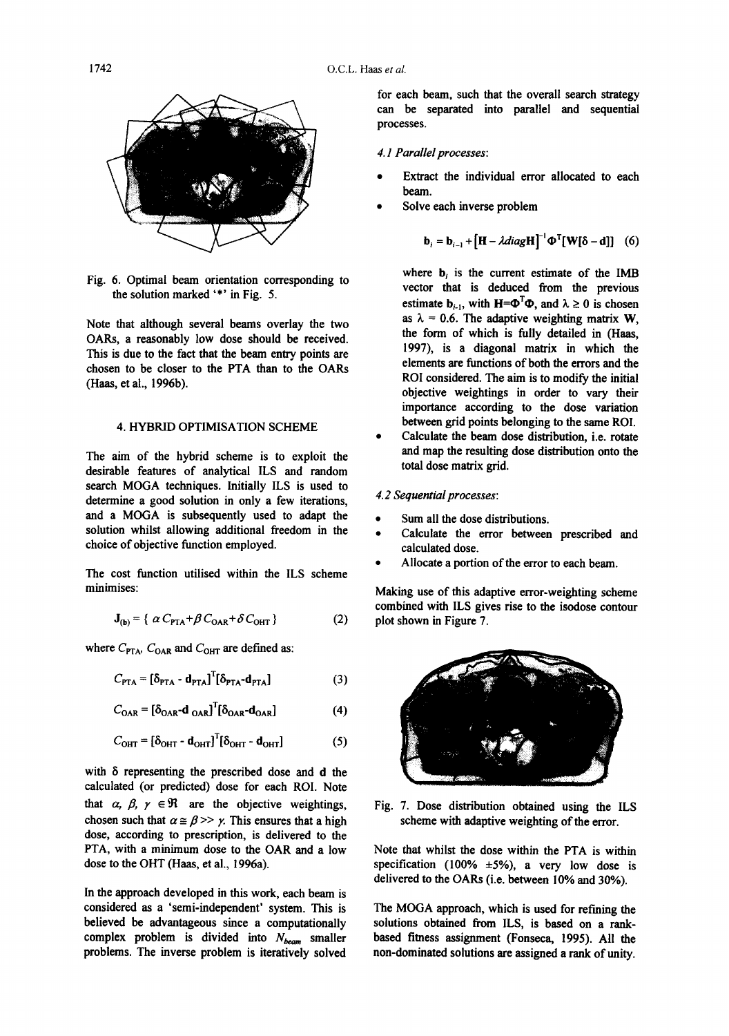Fig. 6. Optimal beam orientation corresponding to the solution marked '\*' in Fig. 5.

Note that although several beams overlay the two OARs, a reasonably low dose should be received. This is due to the fact that the beam entry points are chosen to be closer to the PTA than to the OARs (Haas, et al., 1996b).

## 4. HYBRID OPTIMISATION SCHEME

The aim of the hybrid scheme is to exploit the desirable features of analytical ILS and random search MOGA techniques. Initially ILS is used to determine a good solution in only a few iterations, and a MOGA is subsequently used to adapt the solution whilst allowing additional freedom in the choice of objective function employed.

The cost function utilised within the ILS scheme minimises:

$$\mathbf{J}_{(\mathbf{b})} = \{ \alpha C_{PTA} + \beta C_{OAR} + \delta C_{OHT} \} \quad (2)$$

where $C_{PTA}$, $C_{OAR}$ and $C_{OHT}$ are defined as:

$$C_{PTA} = [\delta_{PTA} - \mathbf{d}_{PTA}]^T[\delta_{PTA} - \mathbf{d}_{PTA}] \quad (3)$$

$$C_{OAR} = [\delta_{OAR} - \mathbf{d}_{OAR}]^T[\delta_{OAR} - \mathbf{d}_{OAR}] \quad (4)$$

$$C_{OHT} = [\delta_{OHT} - \mathbf{d}_{OHT}]^T[\delta_{OHT} - \mathbf{d}_{OHT}] \quad (5)$$

with $\delta$ representing the prescribed dose and $\mathbf{d}$ the calculated (or predicted) dose for each ROI. Note that $\alpha, \beta, \gamma \in \Re$ are the objective weightings, chosen such that $\alpha \cong \beta >> \gamma$. This ensures that a high dose, according to prescription, is delivered to the PTA, with a minimum dose to the OAR and a low dose to the OHT (Haas, et al., 1996a).

In the approach developed in this work, each beam is considered as a 'semi-independent' system. This is believed be advantageous since a computationally complex problem is divided into $N_{beam}$ smaller problems. The inverse problem is iteratively solved for each beam, such that the overall search strategy can be separated into parallel and sequential processes.

### *4.1 Parallel processes*:

- Extract the individual error allocated to each beam.
- Solve each inverse problem

$$\mathbf{b}_i = \mathbf{b}_{i-1} + [\mathbf{H} - \lambda diag\mathbf{H}]^{-1}\Phi^T[\mathbf{W}[\delta - \mathbf{d}]] \quad (6)$$

  where $\mathbf{b}_i$ is the current estimate of the IMB vector that is deduced from the previous estimate $\mathbf{b}_{i-1}$, with $\mathbf{H}=\Phi^T\Phi$, and $\lambda \geq 0$ is chosen as $\lambda = 0.6$. The adaptive weighting matrix $\mathbf{W}$, the form of which is fully detailed in (Haas, 1997), is a diagonal matrix in which the elements are functions of both the errors and the ROI considered. The aim is to modify the initial objective weightings in order to vary their importance according to the dose variation between grid points belonging to the same ROI.
- Calculate the beam dose distribution, i.e. rotate and map the resulting dose distribution onto the total dose matrix grid.

### *4.2 Sequential processes*:

- Sum all the dose distributions.
- Calculate the error between prescribed and calculated dose.
- Allocate a portion of the error to each beam.

Making use of this adaptive error-weighting scheme combined with ILS gives rise to the isodose contour plot shown in Figure 7.

Fig. 7. Dose distribution obtained using the ILS scheme with adaptive weighting of the error.

Note that whilst the dose within the PTA is within specification (100% ±5%), a very low dose is delivered to the OARs (i.e. between 10% and 30%).

The MOGA approach, which is used for refining the solutions obtained from ILS, is based on a rank-based fitness assignment (Fonseca, 1995). All the non-dominated solutions are assigned a rank of unity.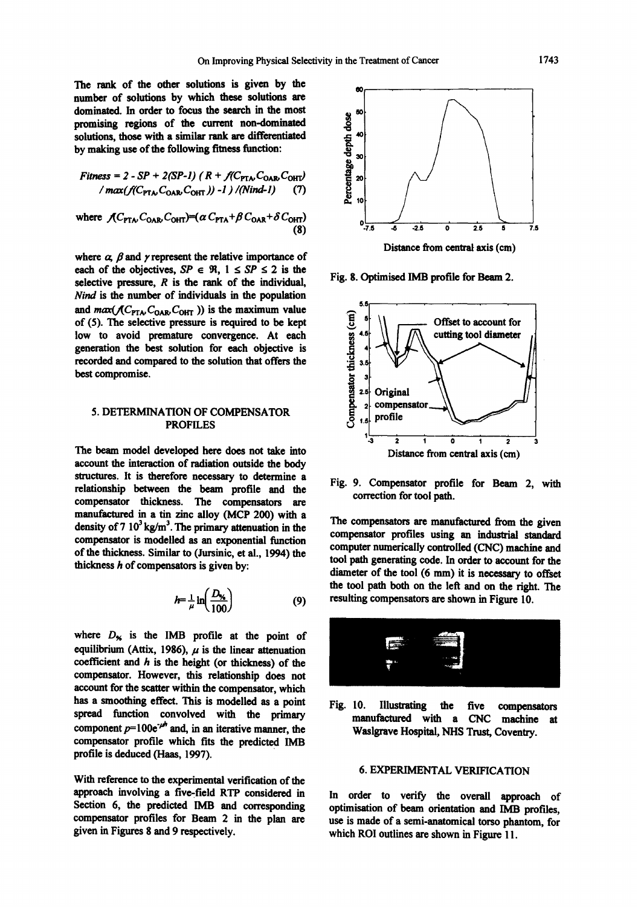The rank of the other solutions is given by the number of solutions by which these solutions are dominated. In order to focus the search in the most promising regions of the current non-dominated solutions, those with a similar rank are differentiated by making use of the following fitness function:

$$Fitness = 2 - SP + 2(SP-1)\left(R + f(C_{PTA}, C_{OAR}, C_{OHT}) / \max(f(C_{PTA}, C_{OAR}, C_{OHT})) - 1\right) / (Nind - 1) \quad (7)$$

where $f(C_{PTA}, C_{OAR}, C_{OHT}) = (\alpha\, C_{PTA} + \beta\, C_{OAR} + \delta\, C_{OHT})$ (8)

where $\alpha$, $\beta$ and $\gamma$ represent the relative importance of each of the objectives, $SP \in \Re$, $1 \le SP \le 2$ is the selective pressure, $R$ is the rank of the individual, $Nind$ is the number of individuals in the population and $\max(f(C_{PTA}, C_{OAR}, C_{OHT}))$ is the maximum value of (5). The selective pressure is required to be kept low to avoid premature convergence. At each generation the best solution for each objective is recorded and compared to the solution that offers the best compromise.

## 5. DETERMINATION OF COMPENSATOR PROFILES

The beam model developed here does not take into account the interaction of radiation outside the body structures. It is therefore necessary to determine a relationship between the beam profile and the compensator thickness. The compensators are manufactured in a tin zinc alloy (MCP 200) with a density of 7 $10^3$ kg/m$^3$. The primary attenuation in the compensator is modelled as an exponential function of the thickness. Similar to (Jursinic, et al., 1994) the thickness $h$ of compensators is given by:

$$h = \frac{1}{\mu} \ln\left(\frac{D_{\%}}{100}\right) \quad (9)$$

where $D_{\%}$ is the IMB profile at the point of equilibrium (Attix, 1986), $\mu$ is the linear attenuation coefficient and $h$ is the height (or thickness) of the compensator. However, this relationship does not account for the scatter within the compensator, which has a smoothing effect. This is modelled as a point spread function convolved with the primary component $p = 100e^{-\mu h}$ and, in an iterative manner, the compensator profile which fits the predicted IMB profile is deduced (Haas, 1997).

With reference to the experimental verification of the approach involving a five-field RTP considered in Section 6, the predicted IMB and corresponding compensator profiles for Beam 2 in the plan are given in Figures 8 and 9 respectively.

Percentage depth dose
Distance from central axis (cm)

Fig. 8. Optimised IMB profile for Beam 2.

Compensator thickness (cm)
Offset to account for cutting tool diameter
Original compensator profile
Distance from central axis (cm)

Fig. 9. Compensator profile for Beam 2, with correction for tool path.

The compensators are manufactured from the given compensator profiles using an industrial standard computer numerically controlled (CNC) machine and tool path generating code. In order to account for the diameter of the tool (6 mm) it is necessary to offset the tool path both on the left and on the right. The resulting compensators are shown in Figure 10.

Fig. 10. Illustrating the five compensators manufactured with a CNC machine at Waslgrave Hospital, NHS Trust, Coventry.

## 6. EXPERIMENTAL VERIFICATION

In order to verify the overall approach of optimisation of beam orientation and IMB profiles, use is made of a semi-anatomical torso phantom, for which ROI outlines are shown in Figure 11.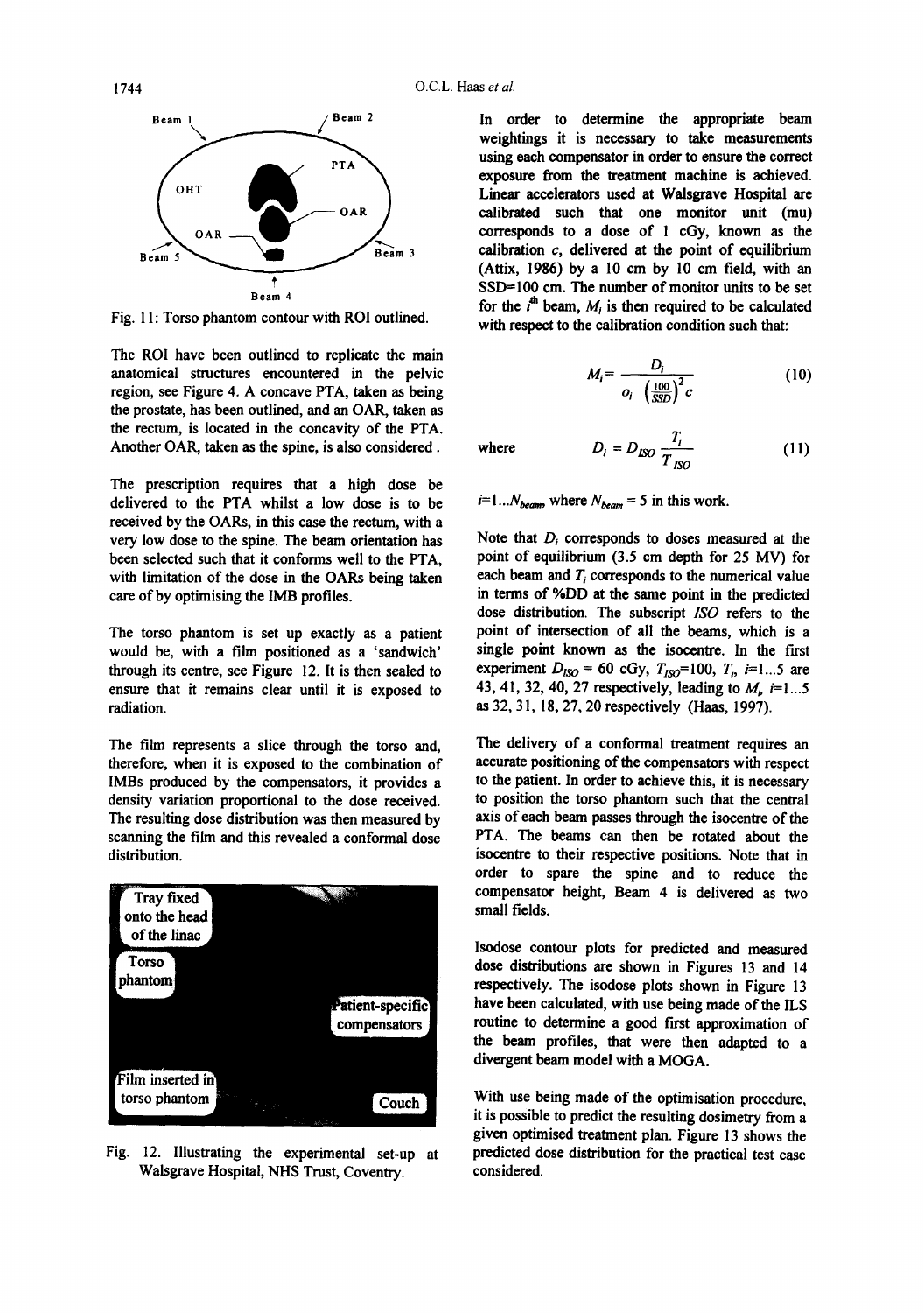Beam 1

Beam 2

PTA

OHT

OAR

OAR

Beam 5

Beam 3

Beam 4

Fig. 11: Torso phantom contour with ROI outlined.

The ROI have been outlined to replicate the main anatomical structures encountered in the pelvic region, see Figure 4. A concave PTA, taken as being the prostate, has been outlined, and an OAR, taken as the rectum, is located in the concavity of the PTA. Another OAR, taken as the spine, is also considered.

The prescription requires that a high dose be delivered to the PTA whilst a low dose is to be received by the OARs, in this case the rectum, with a very low dose to the spine. The beam orientation has been selected such that it conforms well to the PTA, with limitation of the dose in the OARs being taken care of by optimising the IMB profiles.

The torso phantom is set up exactly as a patient would be, with a film positioned as a 'sandwich' through its centre, see Figure 12. It is then sealed to ensure that it remains clear until it is exposed to radiation.

The film represents a slice through the torso and, therefore, when it is exposed to the combination of IMBs produced by the compensators, it provides a density variation proportional to the dose received. The resulting dose distribution was then measured by scanning the film and this revealed a conformal dose distribution.

Tray fixed onto the head of the linac

Torso phantom

Patient-specific compensators

Film inserted in torso phantom

Couch

Fig. 12. Illustrating the experimental set-up at Walsgrave Hospital, NHS Trust, Coventry.

In order to determine the appropriate beam weightings it is necessary to take measurements using each compensator in order to ensure the correct exposure from the treatment machine is achieved. Linear accelerators used at Walsgrave Hospital are calibrated such that one monitor unit (mu) corresponds to a dose of 1 cGy, known as the calibration $c$, delivered at the point of equilibrium (Attix, 1986) by a 10 cm by 10 cm field, with an SSD=100 cm. The number of monitor units to be set for the $i^{th}$ beam, $M_i$ is then required to be calculated with respect to the calibration condition such that:

$$M_i = \frac{D_i}{o_i \left(\frac{100}{SSD}\right)^2 c} \tag{10}$$

where
$$D_i = D_{ISO} \frac{T_i}{T_{ISO}} \tag{11}$$

$i=1 \ldots N_{beam}$, where $N_{beam} = 5$ in this work.

Note that $D_i$ corresponds to doses measured at the point of equilibrium (3.5 cm depth for 25 MV) for each beam and $T_i$ corresponds to the numerical value in terms of %DD at the same point in the predicted dose distribution. The subscript $ISO$ refers to the point of intersection of all the beams, which is a single point known as the isocentre. In the first experiment $D_{ISO}$ = 60 cGy, $T_{ISO}$=100, $T_i$, $i$=1...5 are 43, 41, 32, 40, 27 respectively, leading to $M_i$, $i$=1...5 as 32, 31, 18, 27, 20 respectively (Haas, 1997).

The delivery of a conformal treatment requires an accurate positioning of the compensators with respect to the patient. In order to achieve this, it is necessary to position the torso phantom such that the central axis of each beam passes through the isocentre of the PTA. The beams can then be rotated about the isocentre to their respective positions. Note that in order to spare the spine and to reduce the compensator height, Beam 4 is delivered as two small fields.

Isodose contour plots for predicted and measured dose distributions are shown in Figures 13 and 14 respectively. The isodose plots shown in Figure 13 have been calculated, with use being made of the ILS routine to determine a good first approximation of the beam profiles, that were then adapted to a divergent beam model with a MOGA.

With use being made of the optimisation procedure, it is possible to predict the resulting dosimetry from a given optimised treatment plan. Figure 13 shows the predicted dose distribution for the practical test case considered.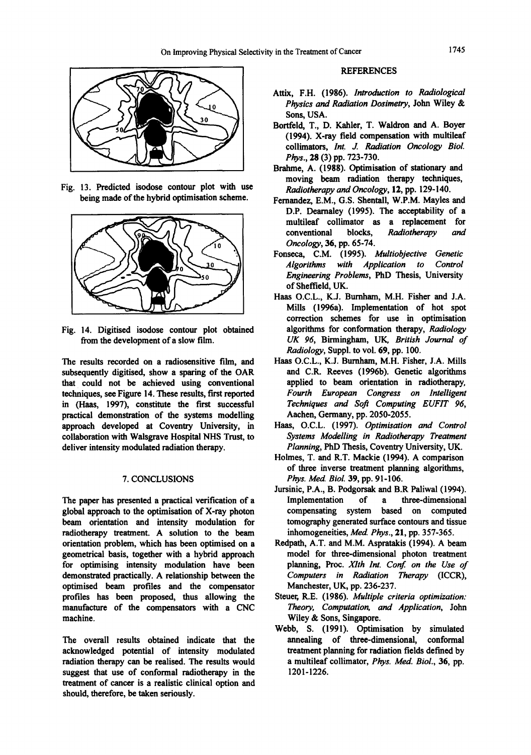70

10

30

50

Fig. 13. Predicted isodose contour plot with use being made of the hybrid optimisation scheme.

90

10

70

30

50

Fig. 14. Digitised isodose contour plot obtained from the development of a slow film.

The results recorded on a radiosensitive film, and subsequently digitised, show a sparing of the OAR that could not be achieved using conventional techniques, see Figure 14. These results, first reported in (Haas, 1997), constitute the first successful practical demonstration of the systems modelling approach developed at Coventry University, in collaboration with Walsgrave Hospital NHS Trust, to deliver intensity modulated radiation therapy.

## 7. CONCLUSIONS

The paper has presented a practical verification of a global approach to the optimisation of X-ray photon beam orientation and intensity modulation for radiotherapy treatment. A solution to the beam orientation problem, which has been optimised on a geometrical basis, together with a hybrid approach for optimising intensity modulation have been demonstrated practically. A relationship between the optimised beam profiles and the compensator profiles has been proposed, thus allowing the manufacture of the compensators with a CNC machine.

The overall results obtained indicate that the acknowledged potential of intensity modulated radiation therapy can be realised. The results would suggest that use of conformal radiotherapy in the treatment of cancer is a realistic clinical option and should, therefore, be taken seriously.

## REFERENCES

Attix, F.H. (1986). *Introduction to Radiological Physics and Radiation Dosimetry*, John Wiley & Sons, USA.

Bortfeld, T., D. Kahler, T. Waldron and A. Boyer (1994). X-ray field compensation with multileaf collimators, *Int. J. Radiation Oncology Biol. Phys.*, **28** (3) pp. 723-730.

Brahme, A. (1988). Optimisation of stationary and moving beam radiation therapy techniques, *Radiotherapy and Oncology*, **12**, pp. 129-140.

Fernandez, E.M., G.S. Shentall, W.P.M. Mayles and D.P. Dearnaley (1995). The acceptability of a multileaf collimator as a replacement for conventional blocks, *Radiotherapy and Oncology*, **36**, pp. 65-74.

Fonseca, C.M. (1995). *Multiobjective Genetic Algorithms with Application to Control Engineering Problems*, PhD Thesis, University of Sheffield, UK.

Haas O.C.L., K.J. Burnham, M.H. Fisher and J.A. Mills (1996a). Implementation of hot spot correction schemes for use in optimisation algorithms for conformation therapy, *Radiology UK 96*, Birmingham, UK, *British Journal of Radiology*, Suppl. to vol. **69**, pp. 100.

Haas O.C.L., K.J. Burnham, M.H. Fisher, J.A. Mills and C.R. Reeves (1996b). Genetic algorithms applied to beam orientation in radiotherapy, *Fourth European Congress on Intelligent Techniques and Soft Computing EUFIT 96*, Aachen, Germany, pp. 2050-2055.

Haas, O.C.L. (1997). *Optimisation and Control Systems Modelling in Radiotherapy Treatment Planning*, PhD Thesis, Coventry University, UK.

Holmes, T. and R.T. Mackie (1994). A comparison of three inverse treatment planning algorithms, *Phys. Med. Biol.* **39**, pp. 91-106.

Jursinic, P.A., B. Podgorsak and B.R Paliwal (1994). Implementation of a three-dimensional compensating system based on computed tomography generated surface contours and tissue inhomogeneities, *Med. Phys.*, **21**, pp. 357-365.

Redpath, A.T. and M.M. Aspratakis (1994). A beam model for three-dimensional photon treatment planning, Proc. *XIth Int. Conf. on the Use of Computers in Radiation Therapy* (ICCR), Manchester, UK, pp. 236-237.

Steuer, R.E. (1986). *Multiple criteria optimization: Theory, Computation, and Application*, John Wiley & Sons, Singapore.

Webb, S. (1991). Optimisation by simulated annealing of three-dimensional, conformal treatment planning for radiation fields defined by a multileaf collimator, *Phys. Med. Biol.*, **36**, pp. 1201-1226.